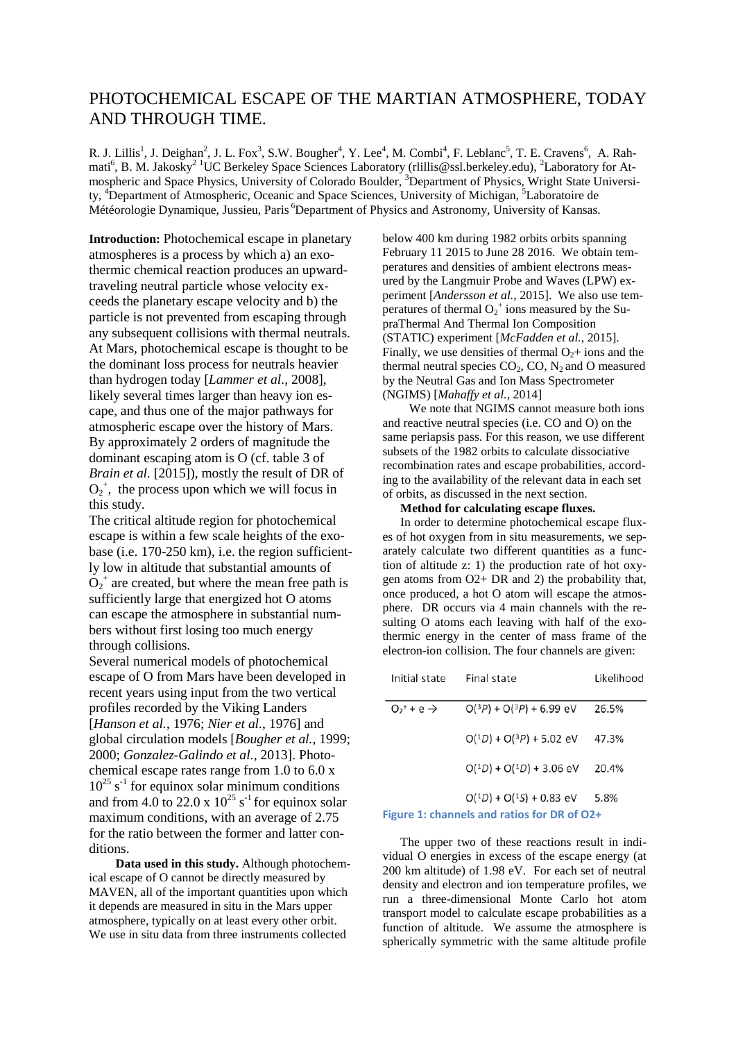# PHOTOCHEMICAL ESCAPE OF THE MARTIAN ATMOSPHERE, TODAY AND THROUGH TIME.

R. J. Lillis[1], J. Deighan[2], J. L. Fox[3], S.W. Bougher[4], Y. Lee[4], M. Combi[4], F. Leblanc[5], T. E. Cravens[6], A. Rahmati[6], B. M. Jakosky[2] [1]UC Berkeley Space Sciences Laboratory (rlillis@ssl.berkeley.edu), [2]Laboratory for Atmospheric and Space Physics, University of Colorado Boulder, [3]Department of Physics, Wright State University, [4]Department of Atmospheric, Oceanic and Space Sciences, University of Michigan, [5]Laboratoire de Météorologie Dynamique, Jussieu, Paris [6]Department of Physics and Astronomy, University of Kansas.

**Introduction:** Photochemical escape in planetary atmospheres is a process by which a) an exothermic chemical reaction produces an upward-traveling neutral particle whose velocity exceeds the planetary escape velocity and b) the particle is not prevented from escaping through any subsequent collisions with thermal neutrals. At Mars, photochemical escape is thought to be the dominant loss process for neutrals heavier than hydrogen today [*Lammer et al*., 2008], likely several times larger than heavy ion escape, and thus one of the major pathways for atmospheric escape over the history of Mars. By approximately 2 orders of magnitude the dominant escaping atom is O (cf. table 3 of *Brain et al.* [2015]), mostly the result of DR of $O_2^+$, the process upon which we will focus in this study.

The critical altitude region for photochemical escape is within a few scale heights of the exobase (i.e. 170-250 km), i.e. the region sufficiently low in altitude that substantial amounts of $O_2^+$ are created, but where the mean free path is sufficiently large that energized hot O atoms can escape the atmosphere in substantial numbers without first losing too much energy through collisions.

Several numerical models of photochemical escape of O from Mars have been developed in recent years using input from the two vertical profiles recorded by the Viking Landers [*Hanson et al.*, 1976; *Nier et al*., 1976] and global circulation models [*Bougher et al.*, 1999; 2000; *Gonzalez-Galindo et al.*, 2013]. Photochemical escape rates range from 1.0 to 6.0 x $10^{25}$ $s^{-1}$ for equinox solar minimum conditions and from 4.0 to 22.0 x $10^{25}$ $s^{-1}$ for equinox solar maximum conditions, with an average of 2.75 for the ratio between the former and latter conditions.

**Data used in this study.** Although photochemical escape of O cannot be directly measured by MAVEN, all of the important quantities upon which it depends are measured in situ in the Mars upper atmosphere, typically on at least every other orbit. We use in situ data from three instruments collected below 400 km during 1982 orbits orbits spanning February 11 2015 to June 28 2016. We obtain temperatures and densities of ambient electrons measured by the Langmuir Probe and Waves (LPW) experiment [*Andersson et al.*, 2015]. We also use temperatures of thermal $O_2^+$ ions measured by the SupraThermal And Thermal Ion Composition (STATIC) experiment [*McFadden et al.*, 2015]. Finally, we use densities of thermal $O_2$+ ions and the thermal neutral species $CO_2$, CO, $N_2$ and O measured by the Neutral Gas and Ion Mass Spectrometer (NGIMS) [*Mahaffy et al.*, 2014]

We note that NGIMS cannot measure both ions and reactive neutral species (i.e. CO and O) on the same periapsis pass. For this reason, we use different subsets of the 1982 orbits to calculate dissociative recombination rates and escape probabilities, according to the availability of the relevant data in each set of orbits, as discussed in the next section.

**Method for calculating escape fluxes.** In order to determine photochemical escape fluxes of hot oxygen from in situ measurements, we separately calculate two different quantities as a function of altitude z: 1) the production rate of hot oxygen atoms from O2+ DR and 2) the probability that, once produced, a hot O atom will escape the atmosphere. DR occurs via 4 main channels with the resulting O atoms each leaving with half of the exothermic energy in the center of mass frame of the electron-ion collision. The four channels are given:

| Initial state | Final state | Likelihood |
|---|---|---|
| $O_2^+ + e \rightarrow$ | $O(^3P) + O(^3P)$ + 6.99 eV | 26.5% |
| | $O(^1D) + O(^3P)$ + 5.02 eV | 47.3% |
| | $O(^1D) + O(^1D)$ + 3.06 eV | 20.4% |
| | $O(^1D) + O(^1S)$ + 0.83 eV | 5.8% |

Figure 1: channels and ratios for DR of O2+

The upper two of these reactions result in individual O energies in excess of the escape energy (at 200 km altitude) of 1.98 eV. For each set of neutral density and electron and ion temperature profiles, we run a three-dimensional Monte Carlo hot atom transport model to calculate escape probabilities as a function of altitude. We assume the atmosphere is spherically symmetric with the same altitude profile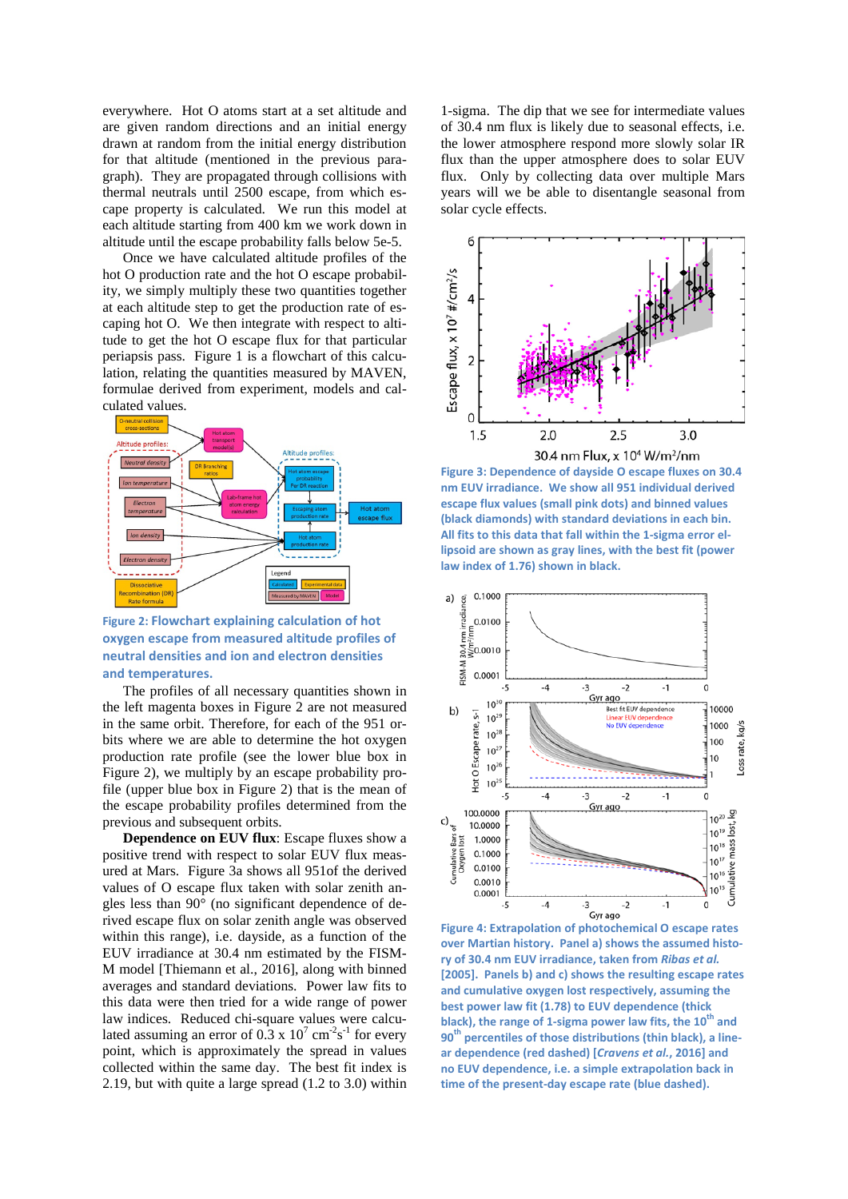everywhere. Hot O atoms start at a set altitude and are given random directions and an initial energy drawn at random from the initial energy distribution for that altitude (mentioned in the previous paragraph). They are propagated through collisions with thermal neutrals until 2500 escape, from which escape property is calculated. We run this model at each altitude starting from 400 km we work down in altitude until the escape probability falls below 5e-5.

Once we have calculated altitude profiles of the hot O production rate and the hot O escape probability, we simply multiply these two quantities together at each altitude step to get the production rate of escaping hot O. We then integrate with respect to altitude to get the hot O escape flux for that particular periapsis pass. Figure 1 is a flowchart of this calculation, relating the quantities measured by MAVEN, formulae derived from experiment, models and calculated values.

**Figure 2: Flowchart explaining calculation of hot oxygen escape from measured altitude profiles of neutral densities and ion and electron densities and temperatures.**

The profiles of all necessary quantities shown in the left magenta boxes in Figure 2 are not measured in the same orbit. Therefore, for each of the 951 orbits where we are able to determine the hot oxygen production rate profile (see the lower blue box in Figure 2), we multiply by an escape probability profile (upper blue box in Figure 2) that is the mean of the escape probability profiles determined from the previous and subsequent orbits.

**Dependence on EUV flux**: Escape fluxes show a positive trend with respect to solar EUV flux measured at Mars. Figure 3a shows all 951of the derived values of O escape flux taken with solar zenith angles less than 90° (no significant dependence of derived escape flux on solar zenith angle was observed within this range), i.e. dayside, as a function of the EUV irradiance at 30.4 nm estimated by the FISM-M model [Thiemann et al., 2016], along with binned averages and standard deviations. Power law fits to this data were then tried for a wide range of power law indices. Reduced chi-square values were calculated assuming an error of 0.3 x $10^7$ $cm^{-2}s^{-1}$ for every point, which is approximately the spread in values collected within the same day. The best fit index is 2.19, but with quite a large spread (1.2 to 3.0) within 1-sigma. The dip that we see for intermediate values of 30.4 nm flux is likely due to seasonal effects, i.e. the lower atmosphere respond more slowly solar IR flux than the upper atmosphere does to solar EUV flux. Only by collecting data over multiple Mars years will we be able to disentangle seasonal from solar cycle effects.

**Figure 3: Dependence of dayside O escape fluxes on 30.4 nm EUV irradiance. We show all 951 individual derived escape flux values (small pink dots) and binned values (black diamonds) with standard deviations in each bin. All fits to this data that fall within the 1-sigma error ellipsoid are shown as gray lines, with the best fit (power law index of 1.76) shown in black.**

**Figure 4: Extrapolation of photochemical O escape rates over Martian history. Panel a) shows the assumed history of 30.4 nm EUV irradiance, taken from *Ribas et al.* [2005]. Panels b) and c) shows the resulting escape rates and cumulative oxygen lost respectively, assuming the best power law fit (1.78) to EUV dependence (thick black), the range of 1-sigma power law fits, the 10th and 90th percentiles of those distributions (thin black), a linear dependence (red dashed) [*Cravens et al.*, 2016] and no EUV dependence, i.e. a simple extrapolation back in time of the present-day escape rate (blue dashed).**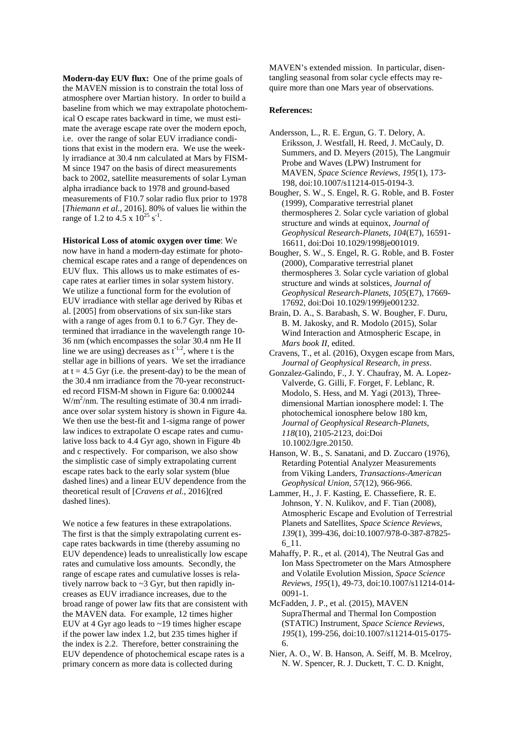**Modern-day EUV flux:** One of the prime goals of the MAVEN mission is to constrain the total loss of atmosphere over Martian history. In order to build a baseline from which we may extrapolate photochemical O escape rates backward in time, we must estimate the average escape rate over the modern epoch, i.e. over the range of solar EUV irradiance conditions that exist in the modern era. We use the weekly irradiance at 30.4 nm calculated at Mars by FISM-M since 1947 on the basis of direct measurements back to 2002, satellite measurements of solar Lyman alpha irradiance back to 1978 and ground-based measurements of F10.7 solar radio flux prior to 1978 [*Thiemann et al.*, 2016]. 80% of values lie within the range of 1.2 to 4.5 x $10^{25}$ $s^{-1}$.

**Historical Loss of atomic oxygen over time**: We now have in hand a modern-day estimate for photochemical escape rates and a range of dependences on EUV flux. This allows us to make estimates of escape rates at earlier times in solar system history. We utilize a functional form for the evolution of EUV irradiance with stellar age derived by Ribas et al. [2005] from observations of six sun-like stars with a range of ages from 0.1 to 6.7 Gyr. They determined that irradiance in the wavelength range 10-36 nm (which encompasses the solar 30.4 nm He II line we are using) decreases as $t^{-1.2}$, where t is the stellar age in billions of years. We set the irradiance at t = 4.5 Gyr (i.e. the present-day) to be the mean of the 30.4 nm irradiance from the 70-year reconstructed record FISM-M shown in Figure 6a: 0.000244 $W/m^2/nm$. The resulting estimate of 30.4 nm irradiance over solar system history is shown in Figure 4a. We then use the best-fit and 1-sigma range of power law indices to extrapolate O escape rates and cumulative loss back to 4.4 Gyr ago, shown in Figure 4b and c respectively. For comparison, we also show the simplistic case of simply extrapolating current escape rates back to the early solar system (blue dashed lines) and a linear EUV dependence from the theoretical result of [*Cravens et al.*, 2016](red dashed lines).

We notice a few features in these extrapolations. The first is that the simply extrapolating current escape rates backwards in time (thereby assuming no EUV dependence) leads to unrealistically low escape rates and cumulative loss amounts. Secondly, the range of escape rates and cumulative losses is relatively narrow back to ~3 Gyr, but then rapidly increases as EUV irradiance increases, due to the broad range of power law fits that are consistent with the MAVEN data. For example, 12 times higher EUV at 4 Gyr ago leads to ~19 times higher escape if the power law index 1.2, but 235 times higher if the index is 2.2. Therefore, better constraining the EUV dependence of photochemical escape rates is a primary concern as more data is collected during MAVEN's extended mission. In particular, disentangling seasonal from solar cycle effects may require more than one Mars year of observations.

**References:**

Andersson, L., R. E. Ergun, G. T. Delory, A. Eriksson, J. Westfall, H. Reed, J. McCauly, D. Summers, and D. Meyers (2015), The Langmuir Probe and Waves (LPW) Instrument for MAVEN, *Space Science Reviews*, *195*(1), 173-198, doi:10.1007/s11214-015-0194-3.

Bougher, S. W., S. Engel, R. G. Roble, and B. Foster (1999), Comparative terrestrial planet thermospheres 2. Solar cycle variation of global structure and winds at equinox, *Journal of Geophysical Research-Planets*, *104*(E7), 16591-16611, doi:Doi 10.1029/1998je001019.

Bougher, S. W., S. Engel, R. G. Roble, and B. Foster (2000), Comparative terrestrial planet thermospheres 3. Solar cycle variation of global structure and winds at solstices, *Journal of Geophysical Research-Planets*, *105*(E7), 17669-17692, doi:Doi 10.1029/1999je001232.

Brain, D. A., S. Barabash, S. W. Bougher, F. Duru, B. M. Jakosky, and R. Modolo (2015), Solar Wind Interaction and Atmospheric Escape, in *Mars book II*, edited.

Cravens, T., et al. (2016), Oxygen escape from Mars, *Journal of Geophysical Research*, *in press*.

Gonzalez-Galindo, F., J. Y. Chaufray, M. A. Lopez-Valverde, G. Gilli, F. Forget, F. Leblanc, R. Modolo, S. Hess, and M. Yagi (2013), Three-dimensional Martian ionosphere model: I. The photochemical ionosphere below 180 km, *Journal of Geophysical Research-Planets*, *118*(10), 2105-2123, doi:Doi 10.1002/Jgre.20150.

Hanson, W. B., S. Sanatani, and D. Zuccaro (1976), Retarding Potential Analyzer Measurements from Viking Landers, *Transactions-American Geophysical Union*, *57*(12), 966-966.

Lammer, H., J. F. Kasting, E. Chassefiere, R. E. Johnson, Y. N. Kulikov, and F. Tian (2008), Atmospheric Escape and Evolution of Terrestrial Planets and Satellites, *Space Science Reviews*, *139*(1), 399-436, doi:10.1007/978-0-387-87825-6_11.

Mahaffy, P. R., et al. (2014), The Neutral Gas and Ion Mass Spectrometer on the Mars Atmosphere and Volatile Evolution Mission, *Space Science Reviews*, *195*(1), 49-73, doi:10.1007/s11214-014-0091-1.

McFadden, J. P., et al. (2015), MAVEN SupraThermal and Thermal Ion Compostion (STATIC) Instrument, *Space Science Reviews*, *195*(1), 199-256, doi:10.1007/s11214-015-0175-6.

Nier, A. O., W. B. Hanson, A. Seiff, M. B. Mcelroy, N. W. Spencer, R. J. Duckett, T. C. D. Knight,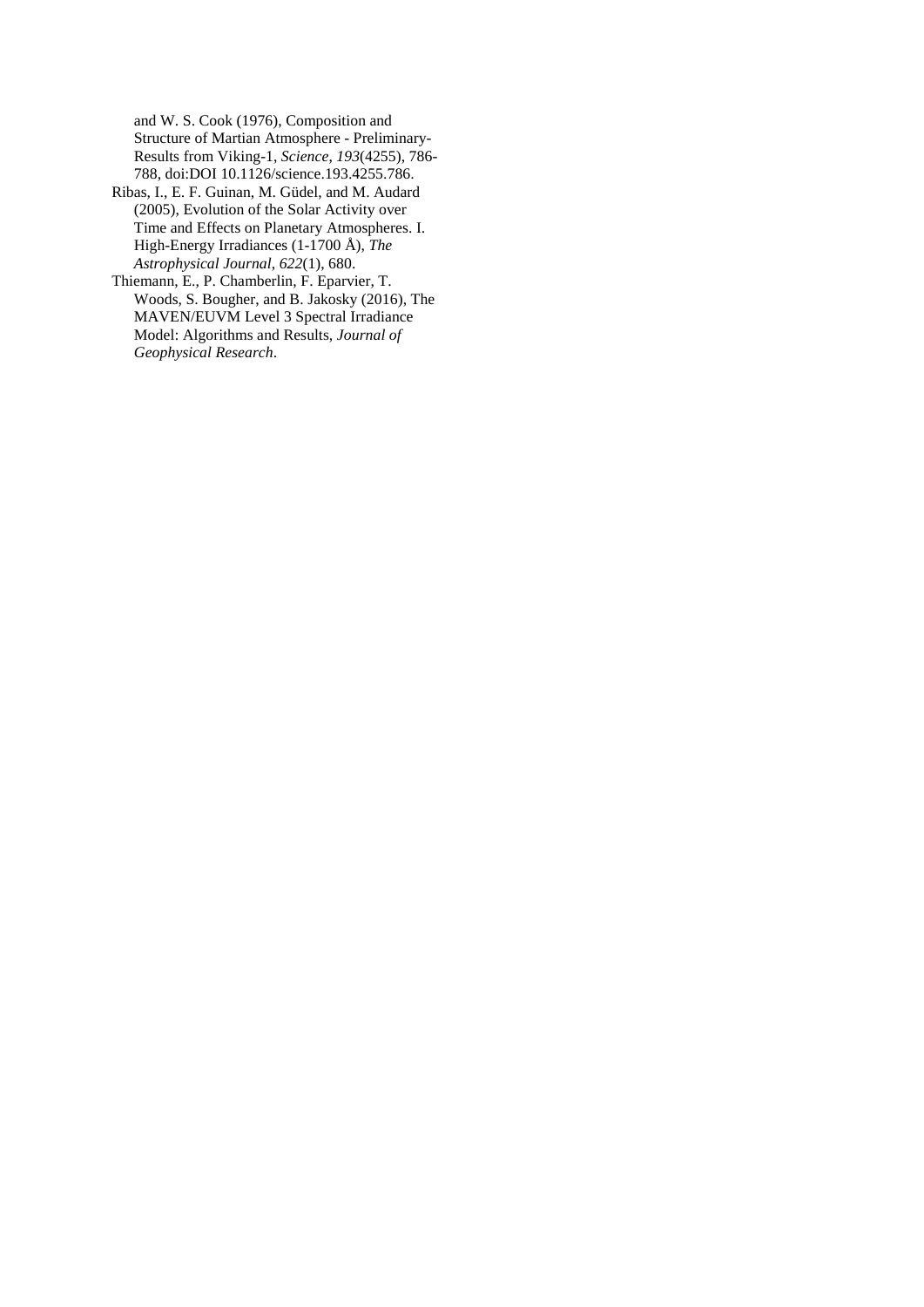and W. S. Cook (1976), Composition and Structure of Martian Atmosphere - Preliminary-Results from Viking-1, *Science*, *193*(4255), 786-788, doi:DOI 10.1126/science.193.4255.786.

Ribas, I., E. F. Guinan, M. Güdel, and M. Audard (2005), Evolution of the Solar Activity over Time and Effects on Planetary Atmospheres. I. High-Energy Irradiances (1-1700 Å), *The Astrophysical Journal*, *622*(1), 680.

Thiemann, E., P. Chamberlin, F. Eparvier, T. Woods, S. Bougher, and B. Jakosky (2016), The MAVEN/EUVM Level 3 Spectral Irradiance Model: Algorithms and Results, *Journal of Geophysical Research*.